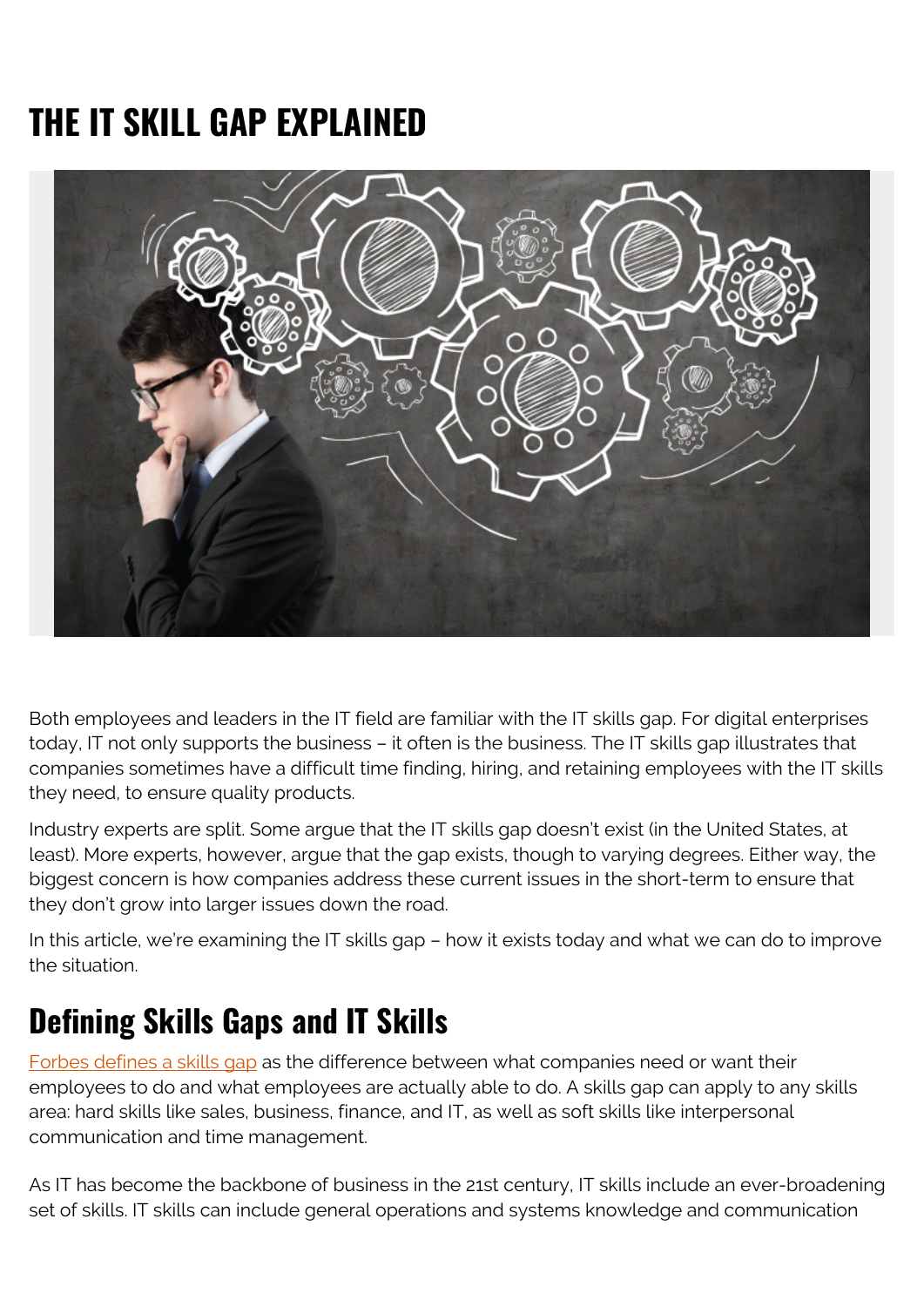# THE IT SKILL GAP EXPLAINED

Both employees and leaders in the IT field are familiar with the IT skills gap. For digital enterprises today, IT not only supports the business – it often is the business. The IT skills gap illustrates that companies sometimes have a difficult time finding, hiring, and retaining employees with the IT skills they need, to ensure quality products.

Industry experts are split. Some argue that the IT skills gap doesn't exist (in the United States, at least). More experts, however, argue that the gap exists, though to varying degrees. Either way, the biggest concern is how companies address these current issues in the short-term to ensure that they don't grow into larger issues down the road.

In this article, we're examining the IT skills gap – how it exists today and what we can do to improve the situation.

## Defining Skills Gaps and IT Skills

Forbes defines a skills gap as the difference between what companies need or want their employees to do and what employees are actually able to do. A skills gap can apply to any skills area: hard skills like sales, business, finance, and IT, as well as soft skills like interpersonal communication and time management.

As IT has become the backbone of business in the 21st century, IT skills include an ever-broadening set of skills. IT skills can include general operations and systems knowledge and communication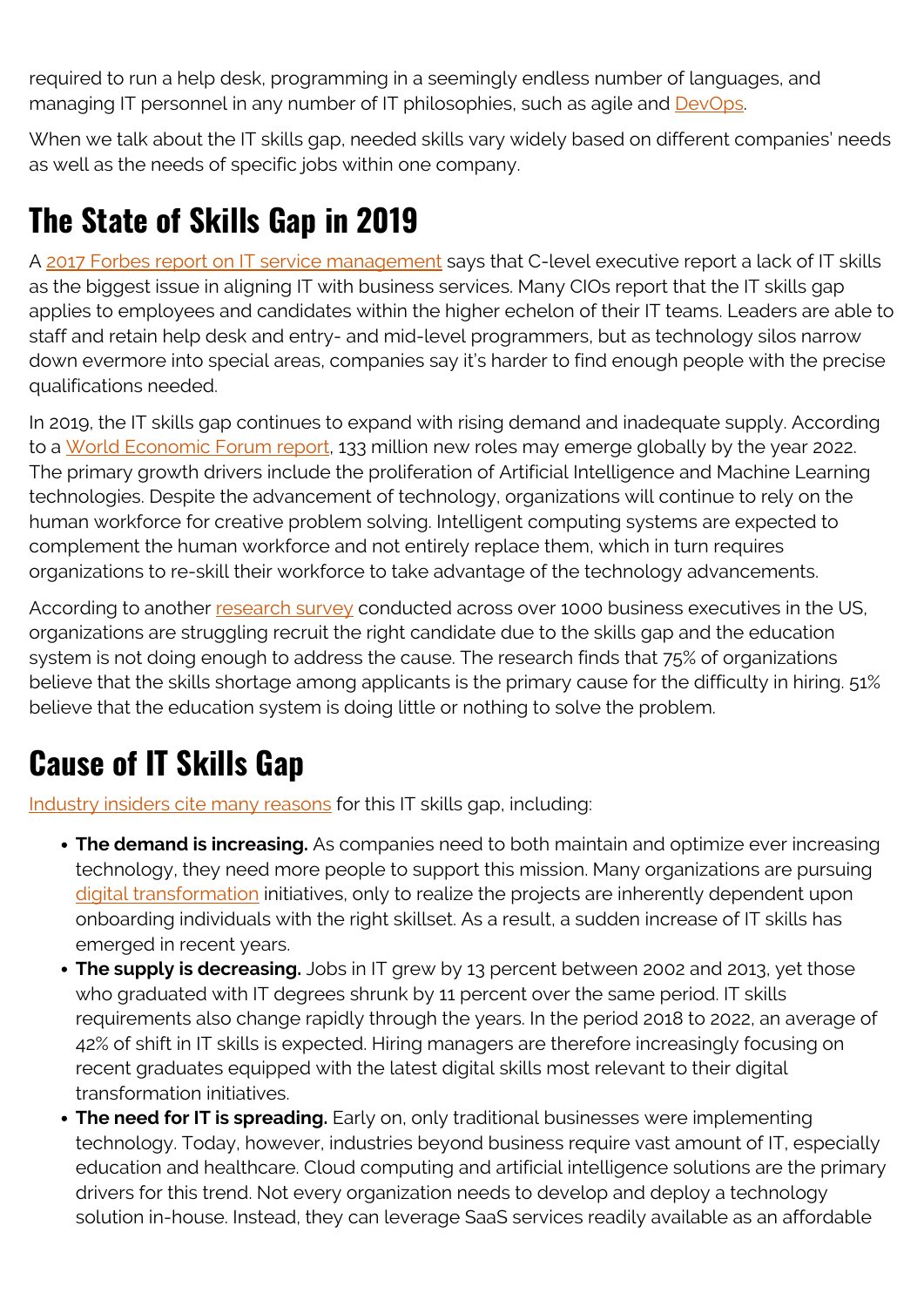required to run a help desk, programming in a seemingly endless number of languages, and managing IT personnel in any number of IT philosophies, such as agile and [DevOps](#).

When we talk about the IT skills gap, needed skills vary widely based on different companies' needs as well as the needs of specific jobs within one company.

## The State of Skills Gap in 2019

A [2017 Forbes report on IT service management](#) says that C-level executive report a lack of IT skills as the biggest issue in aligning IT with business services. Many CIOs report that the IT skills gap applies to employees and candidates within the higher echelon of their IT teams. Leaders are able to staff and retain help desk and entry- and mid-level programmers, but as technology silos narrow down evermore into special areas, companies say it's harder to find enough people with the precise qualifications needed.

In 2019, the IT skills gap continues to expand with rising demand and inadequate supply. According to a [World Economic Forum report](#), 133 million new roles may emerge globally by the year 2022. The primary growth drivers include the proliferation of Artificial Intelligence and Machine Learning technologies. Despite the advancement of technology, organizations will continue to rely on the human workforce for creative problem solving. Intelligent computing systems are expected to complement the human workforce and not entirely replace them, which in turn requires organizations to re-skill their workforce to take advantage of the technology advancements.

According to another [research survey](#) conducted across over 1000 business executives in the US, organizations are struggling recruit the right candidate due to the skills gap and the education system is not doing enough to address the cause. The research finds that 75% of organizations believe that the skills shortage among applicants is the primary cause for the difficulty in hiring. 51% believe that the education system is doing little or nothing to solve the problem.

## Cause of IT Skills Gap

[Industry insiders cite many reasons](#) for this IT skills gap, including:

- **The demand is increasing.** As companies need to both maintain and optimize ever increasing technology, they need more people to support this mission. Many organizations are pursuing [digital transformation](#) initiatives, only to realize the projects are inherently dependent upon onboarding individuals with the right skillset. As a result, a sudden increase of IT skills has emerged in recent years.
- **The supply is decreasing.** Jobs in IT grew by 13 percent between 2002 and 2013, yet those who graduated with IT degrees shrunk by 11 percent over the same period. IT skills requirements also change rapidly through the years. In the period 2018 to 2022, an average of 42% of shift in IT skills is expected. Hiring managers are therefore increasingly focusing on recent graduates equipped with the latest digital skills most relevant to their digital transformation initiatives.
- **The need for IT is spreading.** Early on, only traditional businesses were implementing technology. Today, however, industries beyond business require vast amount of IT, especially education and healthcare. Cloud computing and artificial intelligence solutions are the primary drivers for this trend. Not every organization needs to develop and deploy a technology solution in-house. Instead, they can leverage SaaS services readily available as an affordable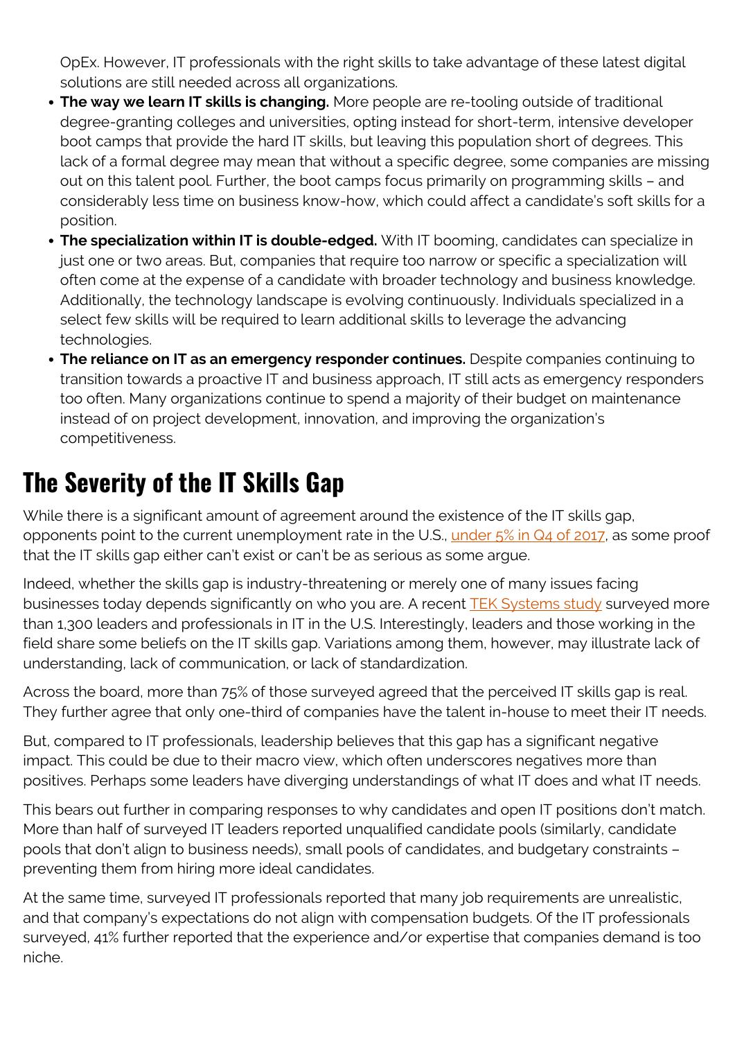OpEx. However, IT professionals with the right skills to take advantage of these latest digital solutions are still needed across all organizations.

- **The way we learn IT skills is changing.** More people are re-tooling outside of traditional degree-granting colleges and universities, opting instead for short-term, intensive developer boot camps that provide the hard IT skills, but leaving this population short of degrees. This lack of a formal degree may mean that without a specific degree, some companies are missing out on this talent pool. Further, the boot camps focus primarily on programming skills – and considerably less time on business know-how, which could affect a candidate's soft skills for a position.
- **The specialization within IT is double-edged.** With IT booming, candidates can specialize in just one or two areas. But, companies that require too narrow or specific a specialization will often come at the expense of a candidate with broader technology and business knowledge. Additionally, the technology landscape is evolving continuously. Individuals specialized in a select few skills will be required to learn additional skills to leverage the advancing technologies.
- **The reliance on IT as an emergency responder continues.** Despite companies continuing to transition towards a proactive IT and business approach, IT still acts as emergency responders too often. Many organizations continue to spend a majority of their budget on maintenance instead of on project development, innovation, and improving the organization's competitiveness.

## The Severity of the IT Skills Gap

While there is a significant amount of agreement around the existence of the IT skills gap, opponents point to the current unemployment rate in the U.S., under 5% in Q4 of 2017, as some proof that the IT skills gap either can't exist or can't be as serious as some argue.

Indeed, whether the skills gap is industry-threatening or merely one of many issues facing businesses today depends significantly on who you are. A recent TEK Systems study surveyed more than 1,300 leaders and professionals in IT in the U.S. Interestingly, leaders and those working in the field share some beliefs on the IT skills gap. Variations among them, however, may illustrate lack of understanding, lack of communication, or lack of standardization.

Across the board, more than 75% of those surveyed agreed that the perceived IT skills gap is real. They further agree that only one-third of companies have the talent in-house to meet their IT needs.

But, compared to IT professionals, leadership believes that this gap has a significant negative impact. This could be due to their macro view, which often underscores negatives more than positives. Perhaps some leaders have diverging understandings of what IT does and what IT needs.

This bears out further in comparing responses to why candidates and open IT positions don't match. More than half of surveyed IT leaders reported unqualified candidate pools (similarly, candidate pools that don't align to business needs), small pools of candidates, and budgetary constraints – preventing them from hiring more ideal candidates.

At the same time, surveyed IT professionals reported that many job requirements are unrealistic, and that company's expectations do not align with compensation budgets. Of the IT professionals surveyed, 41% further reported that the experience and/or expertise that companies demand is too niche.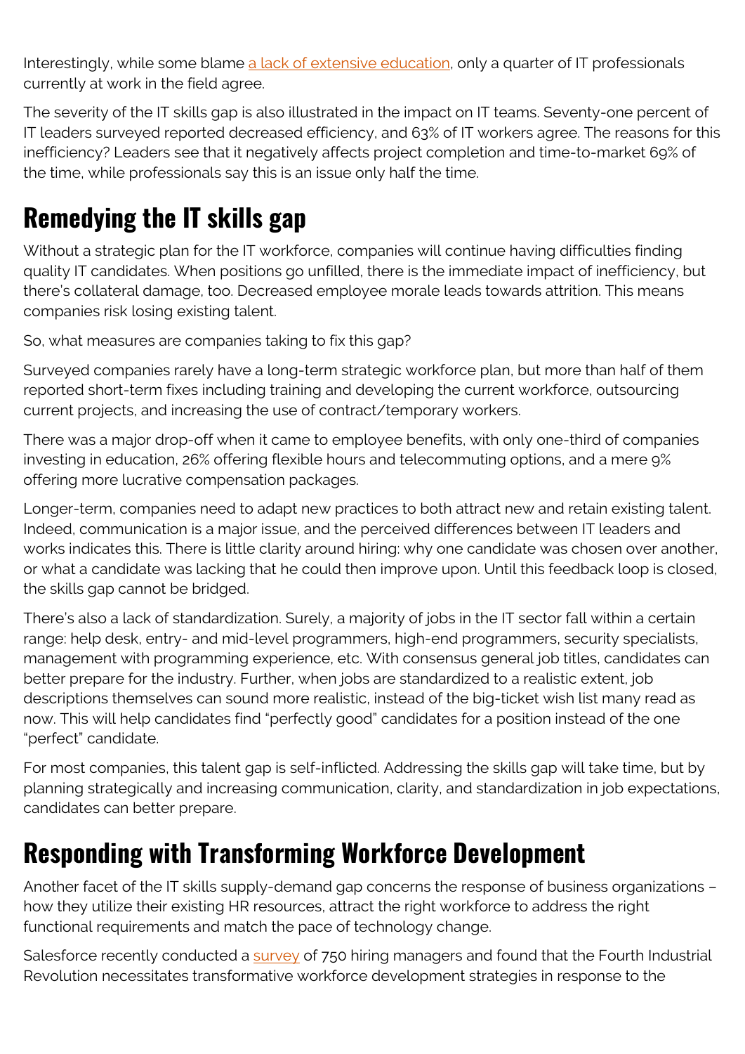Interestingly, while some blame [a lack of extensive education](), only a quarter of IT professionals currently at work in the field agree.

The severity of the IT skills gap is also illustrated in the impact on IT teams. Seventy-one percent of IT leaders surveyed reported decreased efficiency, and 63% of IT workers agree. The reasons for this inefficiency? Leaders see that it negatively affects project completion and time-to-market 69% of the time, while professionals say this is an issue only half the time.

## Remedying the IT skills gap

Without a strategic plan for the IT workforce, companies will continue having difficulties finding quality IT candidates. When positions go unfilled, there is the immediate impact of inefficiency, but there's collateral damage, too. Decreased employee morale leads towards attrition. This means companies risk losing existing talent.

So, what measures are companies taking to fix this gap?

Surveyed companies rarely have a long-term strategic workforce plan, but more than half of them reported short-term fixes including training and developing the current workforce, outsourcing current projects, and increasing the use of contract/temporary workers.

There was a major drop-off when it came to employee benefits, with only one-third of companies investing in education, 26% offering flexible hours and telecommuting options, and a mere 9% offering more lucrative compensation packages.

Longer-term, companies need to adapt new practices to both attract new and retain existing talent. Indeed, communication is a major issue, and the perceived differences between IT leaders and works indicates this. There is little clarity around hiring: why one candidate was chosen over another, or what a candidate was lacking that he could then improve upon. Until this feedback loop is closed, the skills gap cannot be bridged.

There's also a lack of standardization. Surely, a majority of jobs in the IT sector fall within a certain range: help desk, entry- and mid-level programmers, high-end programmers, security specialists, management with programming experience, etc. With consensus general job titles, candidates can better prepare for the industry. Further, when jobs are standardized to a realistic extent, job descriptions themselves can sound more realistic, instead of the big-ticket wish list many read as now. This will help candidates find "perfectly good" candidates for a position instead of the one "perfect" candidate.

For most companies, this talent gap is self-inflicted. Addressing the skills gap will take time, but by planning strategically and increasing communication, clarity, and standardization in job expectations, candidates can better prepare.

## Responding with Transforming Workforce Development

Another facet of the IT skills supply-demand gap concerns the response of business organizations – how they utilize their existing HR resources, attract the right workforce to address the right functional requirements and match the pace of technology change.

Salesforce recently conducted a [survey]() of 750 hiring managers and found that the Fourth Industrial Revolution necessitates transformative workforce development strategies in response to the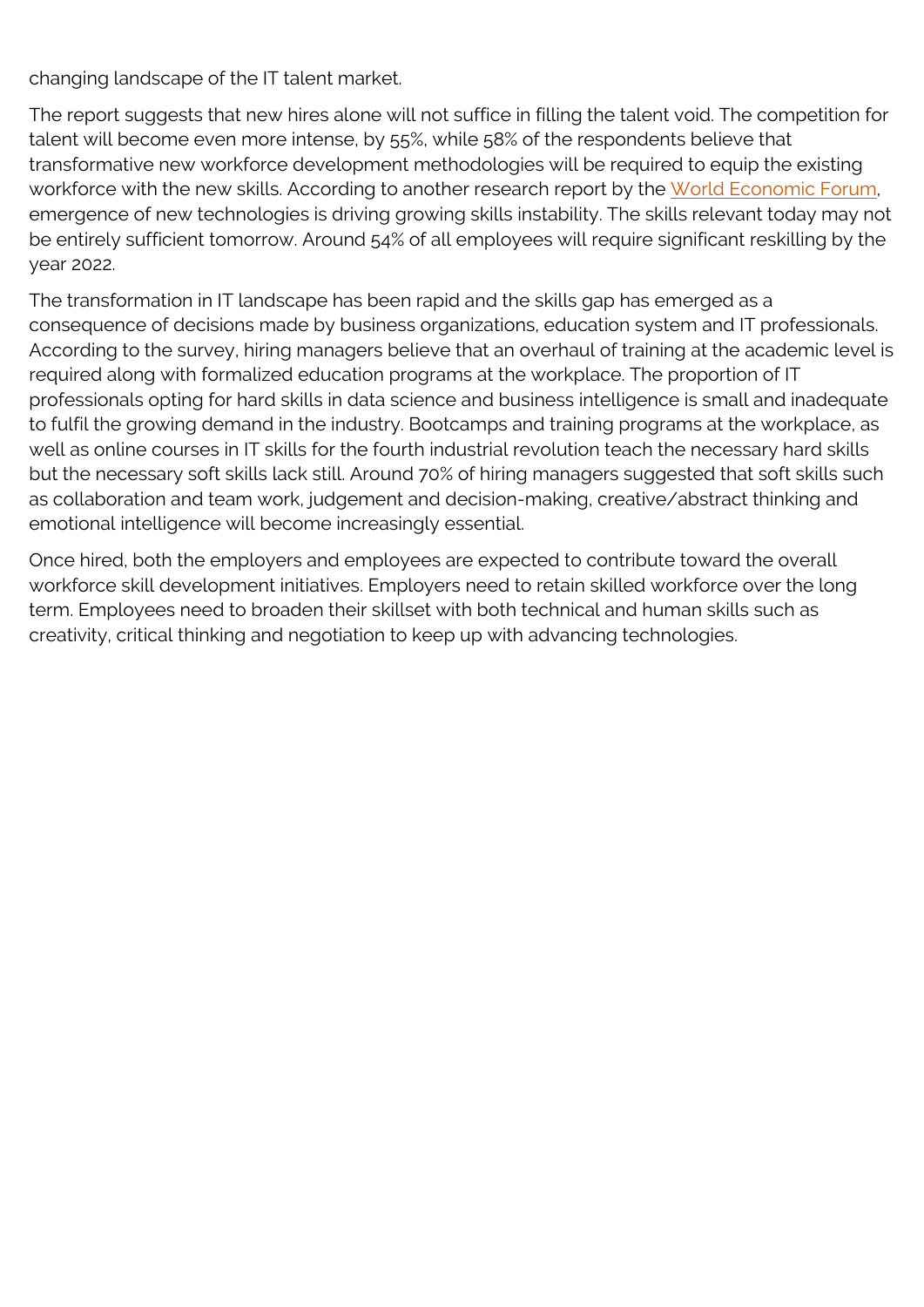changing landscape of the IT talent market.

The report suggests that new hires alone will not suffice in filling the talent void. The competition for talent will become even more intense, by 55%, while 58% of the respondents believe that transformative new workforce development methodologies will be required to equip the existing workforce with the new skills. According to another research report by the World Economic Forum, emergence of new technologies is driving growing skills instability. The skills relevant today may not be entirely sufficient tomorrow. Around 54% of all employees will require significant reskilling by the year 2022.

The transformation in IT landscape has been rapid and the skills gap has emerged as a consequence of decisions made by business organizations, education system and IT professionals. According to the survey, hiring managers believe that an overhaul of training at the academic level is required along with formalized education programs at the workplace. The proportion of IT professionals opting for hard skills in data science and business intelligence is small and inadequate to fulfil the growing demand in the industry. Bootcamps and training programs at the workplace, as well as online courses in IT skills for the fourth industrial revolution teach the necessary hard skills but the necessary soft skills lack still. Around 70% of hiring managers suggested that soft skills such as collaboration and team work, judgement and decision-making, creative/abstract thinking and emotional intelligence will become increasingly essential.

Once hired, both the employers and employees are expected to contribute toward the overall workforce skill development initiatives. Employers need to retain skilled workforce over the long term. Employees need to broaden their skillset with both technical and human skills such as creativity, critical thinking and negotiation to keep up with advancing technologies.